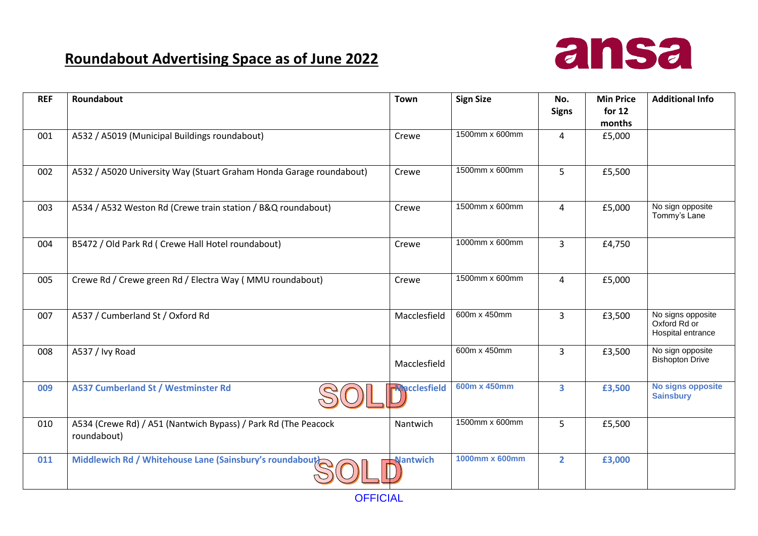# Roundabout Advertising Space as of June 2022

ansa

| REF | Roundabout | Town | Sign Size | No. Signs | Min Price for 12 months | Additional Info |
|---|---|---|---|---|---|---|
| 001 | A532 / A5019 (Municipal Buildings roundabout) | Crewe | 1500mm x 600mm | 4 | £5,000 | |
| 002 | A532 / A5020 University Way (Stuart Graham Honda Garage roundabout) | Crewe | 1500mm x 600mm | 5 | £5,500 | |
| 003 | A534 / A532 Weston Rd (Crewe train station / B&Q roundabout) | Crewe | 1500mm x 600mm | 4 | £5,000 | No sign opposite Tommy's Lane |
| 004 | B5472 / Old Park Rd ( Crewe Hall Hotel roundabout) | Crewe | 1000mm x 600mm | 3 | £4,750 | |
| 005 | Crewe Rd / Crewe green Rd / Electra Way ( MMU roundabout) | Crewe | 1500mm x 600mm | 4 | £5,000 | |
| 007 | A537 / Cumberland St / Oxford Rd | Macclesfield | 600m x 450mm | 3 | £3,500 | No signs opposite Oxford Rd or Hospital entrance |
| 008 | A537 / Ivy Road | Macclesfield | 600m x 450mm | 3 | £3,500 | No sign opposite Bishopton Drive |
| **009** | **A537 Cumberland St / Westminster Rd** SOLD | **Macclesfield** | **600m x 450mm** | **3** | **£3,500** | **No signs opposite Sainsbury** |
| 010 | A534 (Crewe Rd) / A51 (Nantwich Bypass) / Park Rd (The Peacock roundabout) | Nantwich | 1500mm x 600mm | 5 | £5,500 | |
| **011** | **Middlewich Rd / Whitehouse Lane (Sainsbury's roundabout)** SOLD | **Nantwich** | **1000mm x 600mm** | **2** | **£3,000** | |

OFFICIAL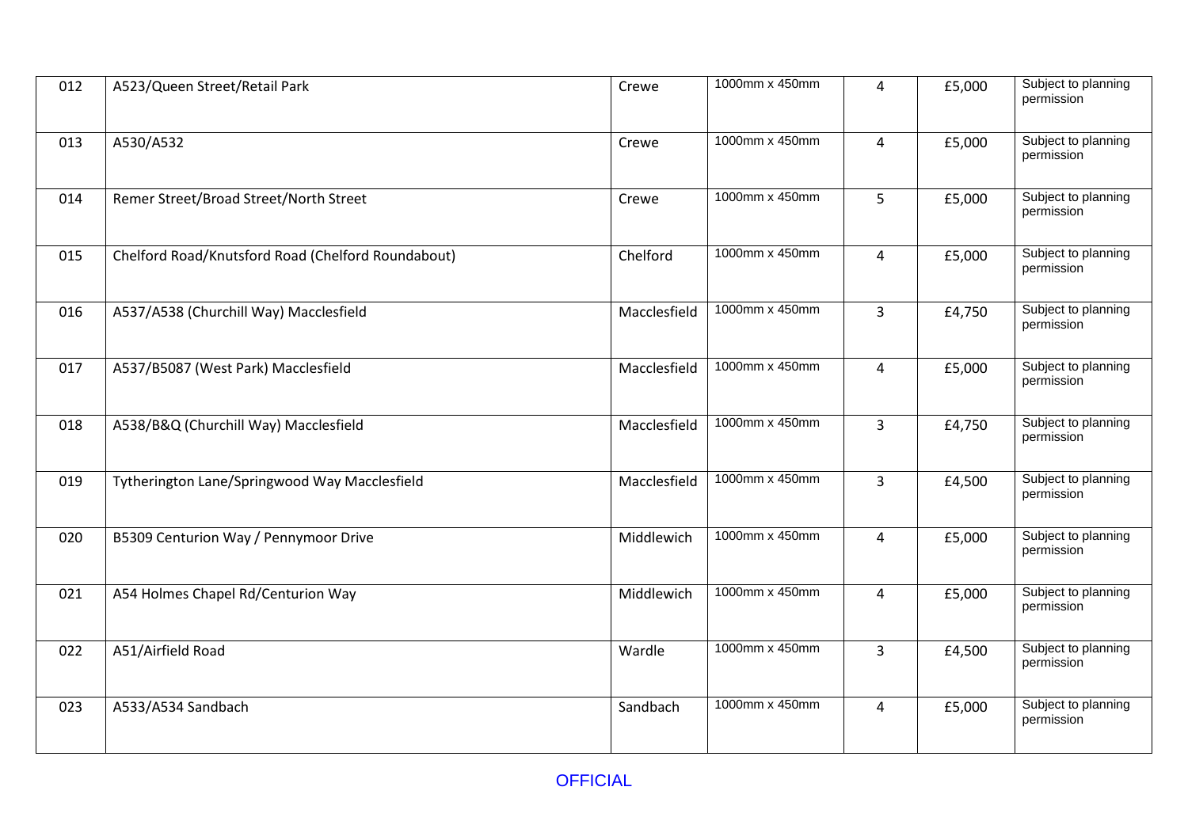| 012 | A523/Queen Street/Retail Park | Crewe | 1000mm x 450mm | 4 | £5,000 | Subject to planning permission |
|---|---|---|---|---|---|---|
| 013 | A530/A532 | Crewe | 1000mm x 450mm | 4 | £5,000 | Subject to planning permission |
| 014 | Remer Street/Broad Street/North Street | Crewe | 1000mm x 450mm | 5 | £5,000 | Subject to planning permission |
| 015 | Chelford Road/Knutsford Road (Chelford Roundabout) | Chelford | 1000mm x 450mm | 4 | £5,000 | Subject to planning permission |
| 016 | A537/A538 (Churchill Way) Macclesfield | Macclesfield | 1000mm x 450mm | 3 | £4,750 | Subject to planning permission |
| 017 | A537/B5087 (West Park) Macclesfield | Macclesfield | 1000mm x 450mm | 4 | £5,000 | Subject to planning permission |
| 018 | A538/B&Q (Churchill Way) Macclesfield | Macclesfield | 1000mm x 450mm | 3 | £4,750 | Subject to planning permission |
| 019 | Tytherington Lane/Springwood Way Macclesfield | Macclesfield | 1000mm x 450mm | 3 | £4,500 | Subject to planning permission |
| 020 | B5309 Centurion Way / Pennymoor Drive | Middlewich | 1000mm x 450mm | 4 | £5,000 | Subject to planning permission |
| 021 | A54 Holmes Chapel Rd/Centurion Way | Middlewich | 1000mm x 450mm | 4 | £5,000 | Subject to planning permission |
| 022 | A51/Airfield Road | Wardle | 1000mm x 450mm | 3 | £4,500 | Subject to planning permission |
| 023 | A533/A534 Sandbach | Sandbach | 1000mm x 450mm | 4 | £5,000 | Subject to planning permission |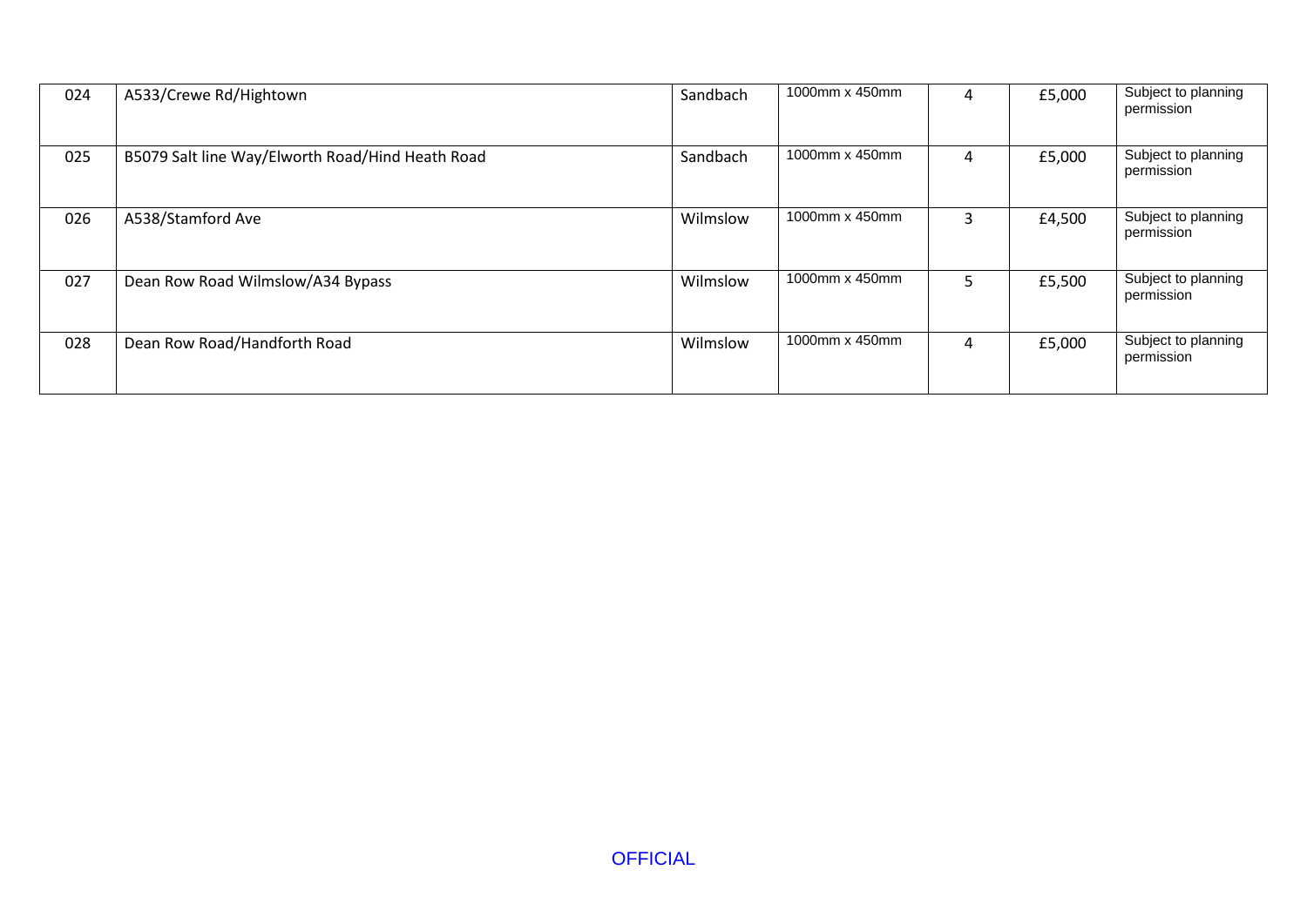| | | | | | | |
|---|---|---|---|---|---|---|
| 024 | A533/Crewe Rd/Hightown | Sandbach | 1000mm x 450mm | 4 | £5,000 | Subject to planning permission |
| 025 | B5079 Salt line Way/Elworth Road/Hind Heath Road | Sandbach | 1000mm x 450mm | 4 | £5,000 | Subject to planning permission |
| 026 | A538/Stamford Ave | Wilmslow | 1000mm x 450mm | 3 | £4,500 | Subject to planning permission |
| 027 | Dean Row Road Wilmslow/A34 Bypass | Wilmslow | 1000mm x 450mm | 5 | £5,500 | Subject to planning permission |
| 028 | Dean Row Road/Handforth Road | Wilmslow | 1000mm x 450mm | 4 | £5,000 | Subject to planning permission |

OFFICIAL